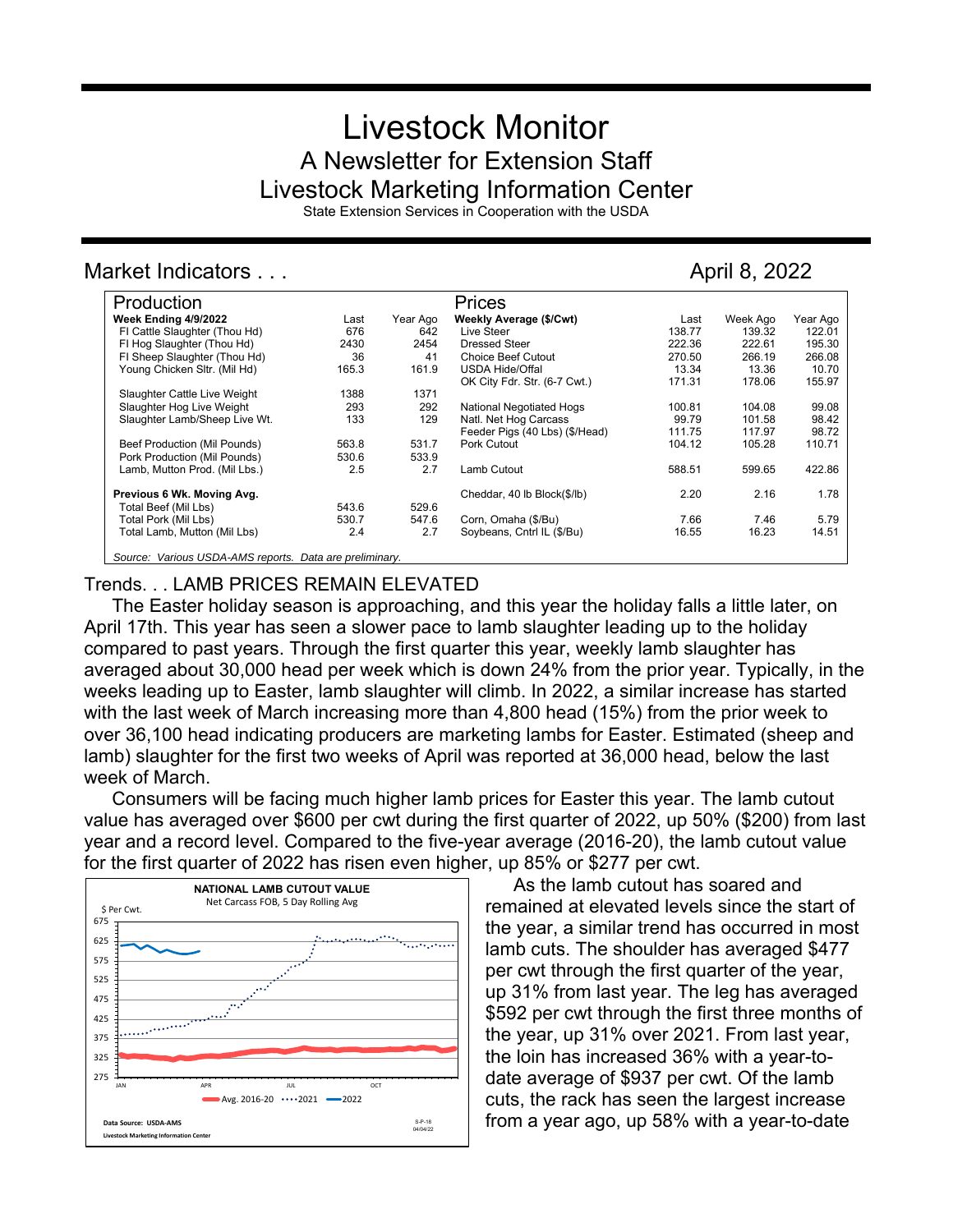# Livestock Monitor

## A Newsletter for Extension Staff

## Livestock Marketing Information Center

State Extension Services in Cooperation with the USDA

## Market Indicators . . . April 8, 2022

| Production | Last | Year Ago | Prices | Last | Week Ago | Year Ago |
|---|---|---|---|---|---|---|
| **Week Ending 4/9/2022** | | | **Weekly Average ($/Cwt)** | | | |
| FI Cattle Slaughter (Thou Hd) | 676 | 642 | Live Steer | 138.77 | 139.32 | 122.01 |
| FI Hog Slaughter (Thou Hd) | 2430 | 2454 | Dressed Steer | 222.36 | 222.61 | 195.30 |
| FI Sheep Slaughter (Thou Hd) | 36 | 41 | Choice Beef Cutout | 270.50 | 266.19 | 266.08 |
| Young Chicken Sltr. (Mil Hd) | 165.3 | 161.9 | USDA Hide/Offal | 13.34 | 13.36 | 10.70 |
| | | | OK City Fdr. Str. (6-7 Cwt.) | 171.31 | 178.06 | 155.97 |
| Slaughter Cattle Live Weight | 1388 | 1371 | | | | |
| Slaughter Hog Live Weight | 293 | 292 | National Negotiated Hogs | 100.81 | 104.08 | 99.08 |
| Slaughter Lamb/Sheep Live Wt. | 133 | 129 | Natl. Net Hog Carcass | 99.79 | 101.58 | 98.42 |
| | | | Feeder Pigs (40 Lbs) ($/Head) | 111.75 | 117.97 | 98.72 |
| Beef Production (Mil Pounds) | 563.8 | 531.7 | Pork Cutout | 104.12 | 105.28 | 110.71 |
| Pork Production (Mil Pounds) | 530.6 | 533.9 | | | | |
| Lamb, Mutton Prod. (Mil Lbs.) | 2.5 | 2.7 | Lamb Cutout | 588.51 | 599.65 | 422.86 |
| **Previous 6 Wk. Moving Avg.** | | | Cheddar, 40 lb Block($/lb) | 2.20 | 2.16 | 1.78 |
| Total Beef (Mil Lbs) | 543.6 | 529.6 | | | | |
| Total Pork (Mil Lbs) | 530.7 | 547.6 | Corn, Omaha ($/Bu) | 7.66 | 7.46 | 5.79 |
| Total Lamb, Mutton (Mil Lbs) | 2.4 | 2.7 | Soybeans, Cntrl IL ($/Bu) | 16.55 | 16.23 | 14.51 |

*Source: Various USDA-AMS reports. Data are preliminary.*

## Trends. . . LAMB PRICES REMAIN ELEVATED

The Easter holiday season is approaching, and this year the holiday falls a little later, on April 17th. This year has seen a slower pace to lamb slaughter leading up to the holiday compared to past years. Through the first quarter this year, weekly lamb slaughter has averaged about 30,000 head per week which is down 24% from the prior year. Typically, in the weeks leading up to Easter, lamb slaughter will climb. In 2022, a similar increase has started with the last week of March increasing more than 4,800 head (15%) from the prior week to over 36,100 head indicating producers are marketing lambs for Easter. Estimated (sheep and lamb) slaughter for the first two weeks of April was reported at 36,000 head, below the last week of March.

Consumers will be facing much higher lamb prices for Easter this year. The lamb cutout value has averaged over $600 per cwt during the first quarter of 2022, up 50% ($200) from last year and a record level. Compared to the five-year average (2016-20), the lamb cutout value for the first quarter of 2022 has risen even higher, up 85% or $277 per cwt.

As the lamb cutout has soared and remained at elevated levels since the start of the year, a similar trend has occurred in most lamb cuts. The shoulder has averaged $477 per cwt through the first quarter of the year, up 31% from last year. The leg has averaged $592 per cwt through the first three months of the year, up 31% over 2021. From last year, the loin has increased 36% with a year-to-date average of $937 per cwt. Of the lamb cuts, the rack has seen the largest increase from a year ago, up 58% with a year-to-date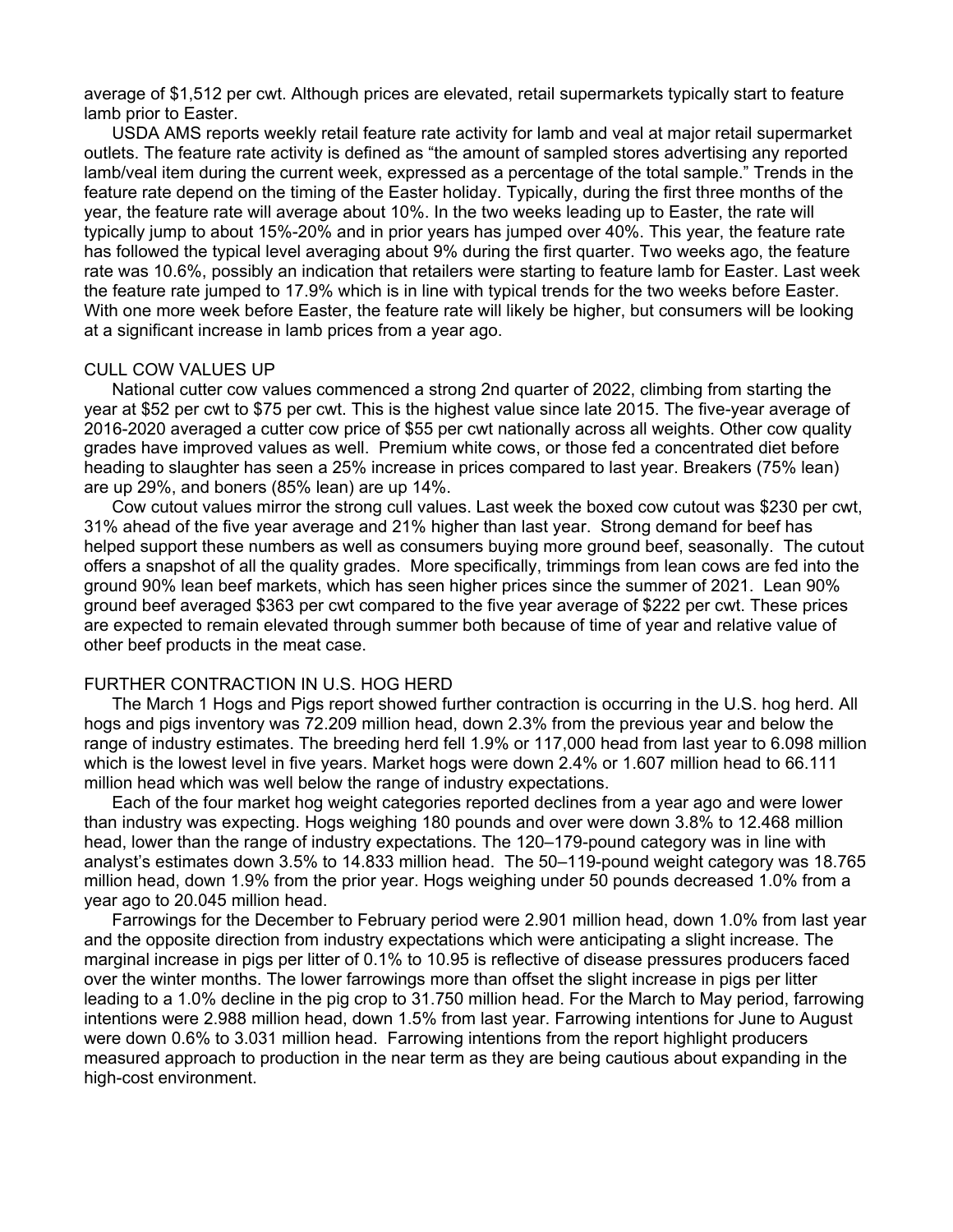average of $1,512 per cwt. Although prices are elevated, retail supermarkets typically start to feature lamb prior to Easter.

USDA AMS reports weekly retail feature rate activity for lamb and veal at major retail supermarket outlets. The feature rate activity is defined as "the amount of sampled stores advertising any reported lamb/veal item during the current week, expressed as a percentage of the total sample." Trends in the feature rate depend on the timing of the Easter holiday. Typically, during the first three months of the year, the feature rate will average about 10%. In the two weeks leading up to Easter, the rate will typically jump to about 15%-20% and in prior years has jumped over 40%. This year, the feature rate has followed the typical level averaging about 9% during the first quarter. Two weeks ago, the feature rate was 10.6%, possibly an indication that retailers were starting to feature lamb for Easter. Last week the feature rate jumped to 17.9% which is in line with typical trends for the two weeks before Easter. With one more week before Easter, the feature rate will likely be higher, but consumers will be looking at a significant increase in lamb prices from a year ago.

## CULL COW VALUES UP

National cutter cow values commenced a strong 2nd quarter of 2022, climbing from starting the year at $52 per cwt to $75 per cwt. This is the highest value since late 2015. The five-year average of 2016-2020 averaged a cutter cow price of $55 per cwt nationally across all weights. Other cow quality grades have improved values as well. Premium white cows, or those fed a concentrated diet before heading to slaughter has seen a 25% increase in prices compared to last year. Breakers (75% lean) are up 29%, and boners (85% lean) are up 14%.

Cow cutout values mirror the strong cull values. Last week the boxed cow cutout was $230 per cwt, 31% ahead of the five year average and 21% higher than last year. Strong demand for beef has helped support these numbers as well as consumers buying more ground beef, seasonally. The cutout offers a snapshot of all the quality grades. More specifically, trimmings from lean cows are fed into the ground 90% lean beef markets, which has seen higher prices since the summer of 2021. Lean 90% ground beef averaged $363 per cwt compared to the five year average of $222 per cwt. These prices are expected to remain elevated through summer both because of time of year and relative value of other beef products in the meat case.

## FURTHER CONTRACTION IN U.S. HOG HERD

The March 1 Hogs and Pigs report showed further contraction is occurring in the U.S. hog herd. All hogs and pigs inventory was 72.209 million head, down 2.3% from the previous year and below the range of industry estimates. The breeding herd fell 1.9% or 117,000 head from last year to 6.098 million which is the lowest level in five years. Market hogs were down 2.4% or 1.607 million head to 66.111 million head which was well below the range of industry expectations.

Each of the four market hog weight categories reported declines from a year ago and were lower than industry was expecting. Hogs weighing 180 pounds and over were down 3.8% to 12.468 million head, lower than the range of industry expectations. The 120–179-pound category was in line with analyst's estimates down 3.5% to 14.833 million head. The 50–119-pound weight category was 18.765 million head, down 1.9% from the prior year. Hogs weighing under 50 pounds decreased 1.0% from a year ago to 20.045 million head.

Farrowings for the December to February period were 2.901 million head, down 1.0% from last year and the opposite direction from industry expectations which were anticipating a slight increase. The marginal increase in pigs per litter of 0.1% to 10.95 is reflective of disease pressures producers faced over the winter months. The lower farrowings more than offset the slight increase in pigs per litter leading to a 1.0% decline in the pig crop to 31.750 million head. For the March to May period, farrowing intentions were 2.988 million head, down 1.5% from last year. Farrowing intentions for June to August were down 0.6% to 3.031 million head. Farrowing intentions from the report highlight producers measured approach to production in the near term as they are being cautious about expanding in the high-cost environment.